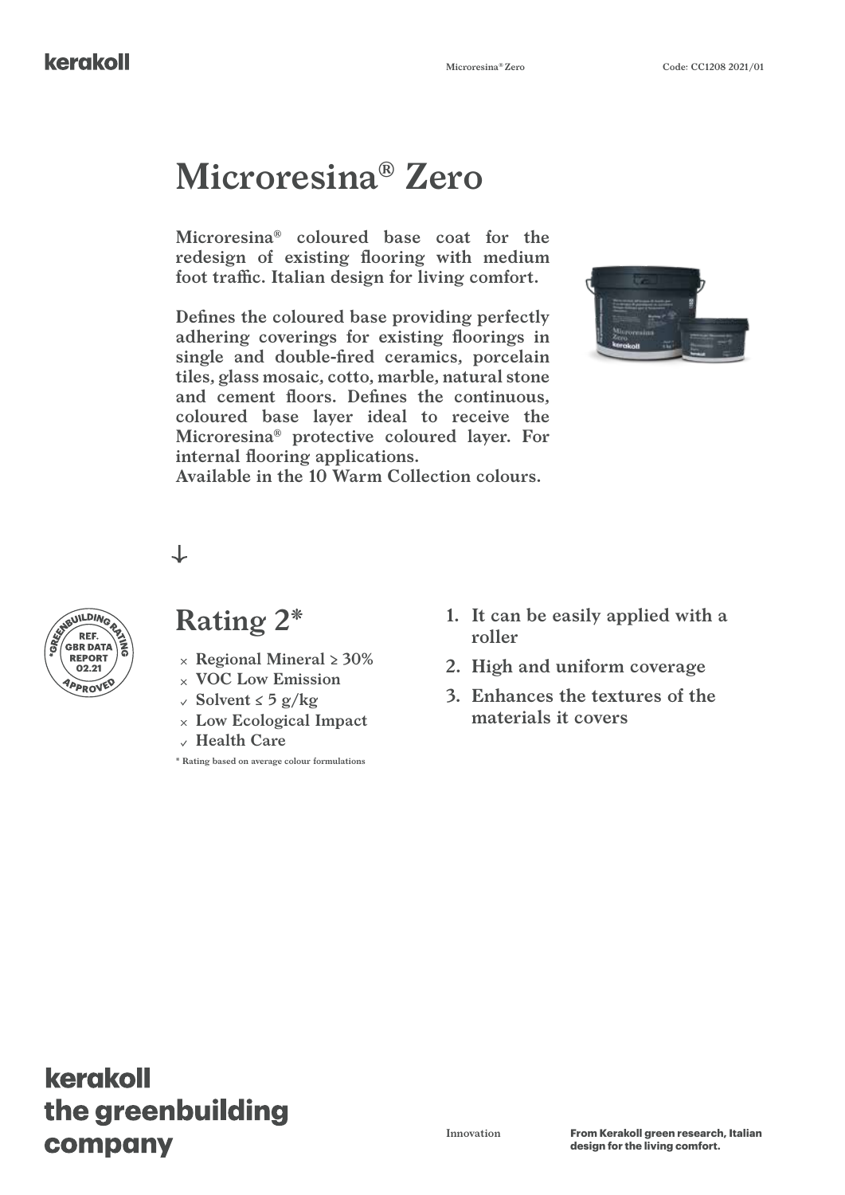# Microresina® Zero

**Microresina® coloured base coat for the redesign of existing flooring with medium foot traffic. Italian design for living comfort.**

**Defines the coloured base providing perfectly adhering coverings for existing floorings in single and double-fired ceramics, porcelain tiles, glass mosaic, cotto, marble, natural stone and cement floors. Defines the continuous, coloured base layer ideal to receive the Microresina® protective coloured layer. For internal flooring applications.**
**Available in the 10 Warm Collection colours.**

GREENBUILDING RATING REF. GBR DATA REPORT 02.21 APPROVED

## Rating 2*

- × Regional Mineral ≥ 30%
- × VOC Low Emission
- ✓ Solvent ≤ 5 g/kg
- × Low Ecological Impact
- ✓ Health Care

\* Rating based on average colour formulations

1. It can be easily applied with a roller
2. High and uniform coverage
3. Enhances the textures of the materials it covers

**kerakoll the greenbuilding company**

Innovation

**From Kerakoll green research, Italian design for the living comfort.**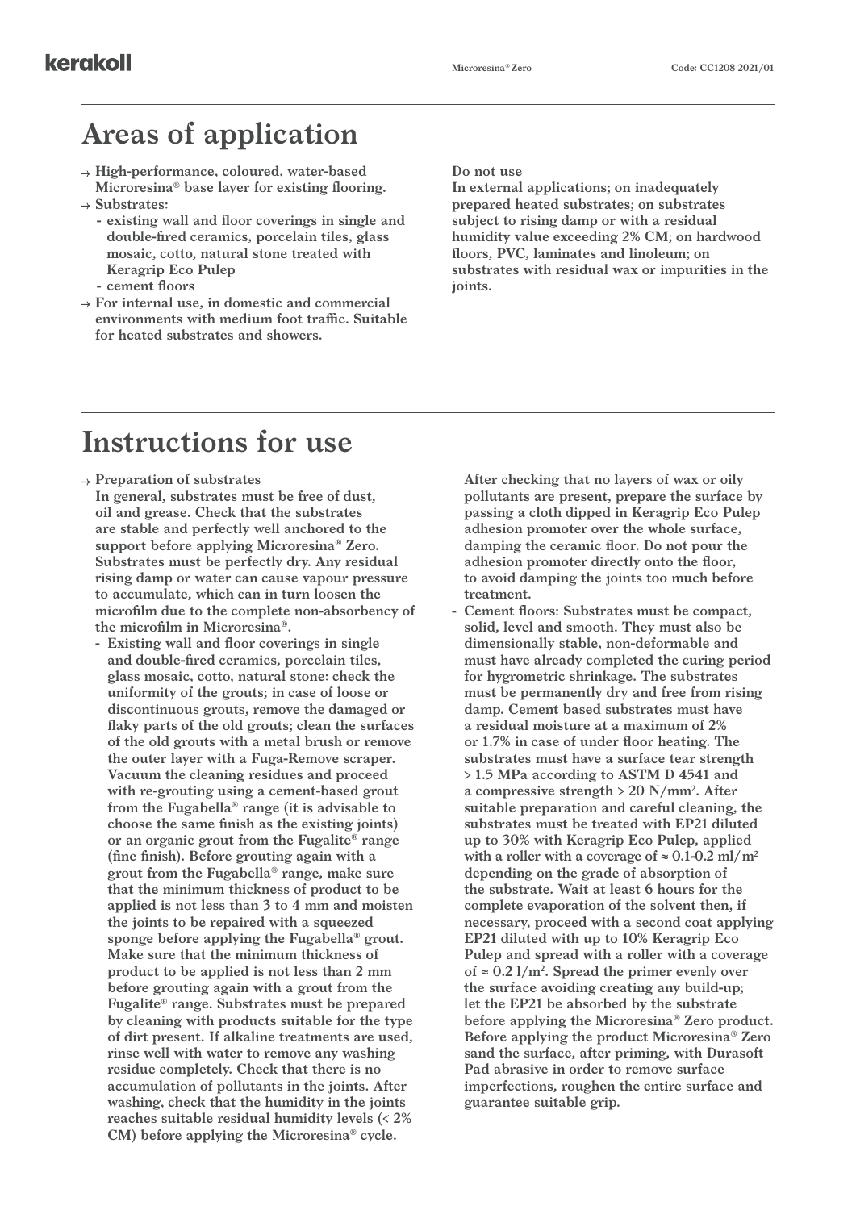# Areas of application

- → **High-performance, coloured, water-based Microresina® base layer for existing flooring.**
- → **Substrates:**
  - **existing wall and floor coverings in single and double-fired ceramics, porcelain tiles, glass mosaic, cotto, natural stone treated with Keragrip Eco Pulep**
  - **cement floors**
- → **For internal use, in domestic and commercial environments with medium foot traffic. Suitable for heated substrates and showers.**

**Do not use**
**In external applications; on inadequately prepared heated substrates; on substrates subject to rising damp or with a residual humidity value exceeding 2% CM; on hardwood floors, PVC, laminates and linoleum; on substrates with residual wax or impurities in the joints.**

# Instructions for use

- → **Preparation of substrates**
**In general, substrates must be free of dust, oil and grease. Check that the substrates are stable and perfectly well anchored to the support before applying Microresina® Zero. Substrates must be perfectly dry. Any residual rising damp or water can cause vapour pressure to accumulate, which can in turn loosen the microfilm due to the complete non-absorbency of the microfilm in Microresina®.**
  - **Existing wall and floor coverings in single and double-fired ceramics, porcelain tiles, glass mosaic, cotto, natural stone: check the uniformity of the grouts; in case of loose or discontinuous grouts, remove the damaged or flaky parts of the old grouts; clean the surfaces of the old grouts with a metal brush or remove the outer layer with a Fuga-Remove scraper. Vacuum the cleaning residues and proceed with re-grouting using a cement-based grout from the Fugabella® range (it is advisable to choose the same finish as the existing joints) or an organic grout from the Fugalite® range (fine finish). Before grouting again with a grout from the Fugabella® range, make sure that the minimum thickness of product to be applied is not less than 3 to 4 mm and moisten the joints to be repaired with a squeezed sponge before applying the Fugabella® grout. Make sure that the minimum thickness of product to be applied is not less than 2 mm before grouting again with a grout from the Fugalite® range. Substrates must be prepared by cleaning with products suitable for the type of dirt present. If alkaline treatments are used, rinse well with water to remove any washing residue completely. Check that there is no accumulation of pollutants in the joints. After washing, check that the humidity in the joints reaches suitable residual humidity levels (< 2% CM) before applying the Microresina® cycle.**
  **After checking that no layers of wax or oily pollutants are present, prepare the surface by passing a cloth dipped in Keragrip Eco Pulep adhesion promoter over the whole surface, damping the ceramic floor. Do not pour the adhesion promoter directly onto the floor, to avoid damping the joints too much before treatment.**
  - **Cement floors: Substrates must be compact, solid, level and smooth. They must also be dimensionally stable, non-deformable and must have already completed the curing period for hygrometric shrinkage. The substrates must be permanently dry and free from rising damp. Cement based substrates must have a residual moisture at a maximum of 2% or 1.7% in case of under floor heating. The substrates must have a surface tear strength > 1.5 MPa according to ASTM D 4541 and a compressive strength > 20 N/mm². After suitable preparation and careful cleaning, the substrates must be treated with EP21 diluted up to 30% with Keragrip Eco Pulep, applied with a roller with a coverage of ≈ 0.1-0.2 ml/m² depending on the grade of absorption of the substrate. Wait at least 6 hours for the complete evaporation of the solvent then, if necessary, proceed with a second coat applying EP21 diluted with up to 10% Keragrip Eco Pulep and spread with a roller with a coverage of ≈ 0.2 l/m². Spread the primer evenly over the surface avoiding creating any build-up; let the EP21 be absorbed by the substrate before applying the Microresina® Zero product. Before applying the product Microresina® Zero sand the surface, after priming, with Durasoft Pad abrasive in order to remove surface imperfections, roughen the entire surface and guarantee suitable grip.**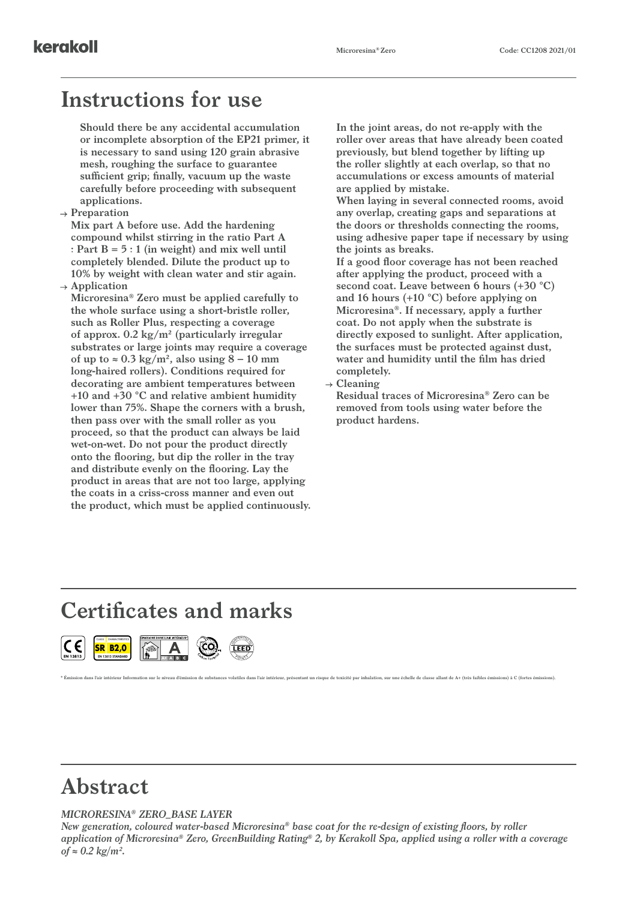# Instructions for use

Should there be any accidental accumulation or incomplete absorption of the EP21 primer, it is necessary to sand using 120 grain abrasive mesh, roughing the surface to guarantee sufficient grip; finally, vacuum up the waste carefully before proceeding with subsequent applications.

→ Preparation

Mix part A before use. Add the hardening compound whilst stirring in the ratio Part A : Part B = 5 : 1 (in weight) and mix well until completely blended. Dilute the product up to 10% by weight with clean water and stir again.

→ Application

Microresina® Zero must be applied carefully to the whole surface using a short-bristle roller, such as Roller Plus, respecting a coverage of approx. 0.2 kg/m² (particularly irregular substrates or large joints may require a coverage of up to ≈ 0.3 kg/m², also using 8 – 10 mm long-haired rollers). Conditions required for decorating are ambient temperatures between +10 and +30 °C and relative ambient humidity lower than 75%. Shape the corners with a brush, then pass over with the small roller as you proceed, so that the product can always be laid wet-on-wet. Do not pour the product directly onto the flooring, but dip the roller in the tray and distribute evenly on the flooring. Lay the product in areas that are not too large, applying the coats in a criss-cross manner and even out the product, which must be applied continuously. In the joint areas, do not re-apply with the roller over areas that have already been coated previously, but blend together by lifting up the roller slightly at each overlap, so that no accumulations or excess amounts of material are applied by mistake.

When laying in several connected rooms, avoid any overlap, creating gaps and separations at the doors or thresholds connecting the rooms, using adhesive paper tape if necessary by using the joints as breaks.

If a good floor coverage has not been reached after applying the product, proceed with a second coat. Leave between 6 hours (+30 °C) and 16 hours (+10 °C) before applying on Microresina®. If necessary, apply a further coat. Do not apply when the substrate is directly exposed to sunlight. After application, the surfaces must be protected against dust, water and humidity until the film has dried completely.

→ Cleaning

Residual traces of Microresina® Zero can be removed from tools using water before the product hardens.

# Certificates and marks

CE EN 13813 | SR B2,0 EN 13813 STANDARD | ÉMISSIONS DANS L'AIR INTÉRIEUR A | CO₂ | LEED

* Émission dans l'air intérieur Information sur le niveau d'émission de substances volatiles dans l'air intérieur, présentant un risque de toxicité par inhalation, sur une échelle de classe allant de A+ (très faibles émissions) à C (fortes émissions).

# Abstract

*MICRORESINA® ZERO_BASE LAYER*

*New generation, coloured water-based Microresina® base coat for the re-design of existing floors, by roller application of Microresina® Zero, GreenBuilding Rating® 2, by Kerakoll Spa, applied using a roller with a coverage of ≈ 0.2 kg/m².*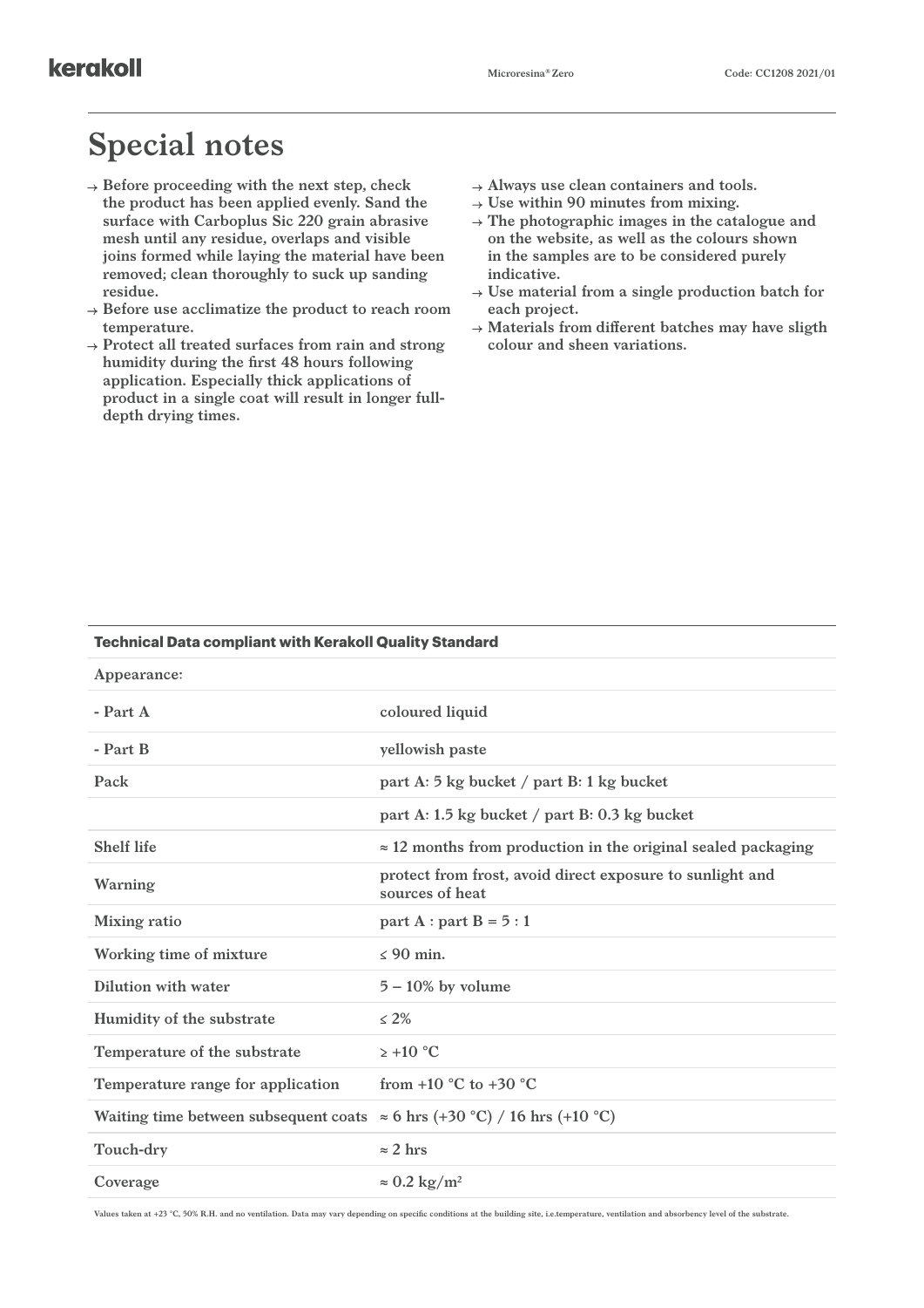# Special notes

- → Before proceeding with the next step, check the product has been applied evenly. Sand the surface with Carboplus Sic 220 grain abrasive mesh until any residue, overlaps and visible joins formed while laying the material have been removed; clean thoroughly to suck up sanding residue.
- → Before use acclimatize the product to reach room temperature.
- → Protect all treated surfaces from rain and strong humidity during the first 48 hours following application. Especially thick applications of product in a single coat will result in longer full-depth drying times.
- → Always use clean containers and tools.
- → Use within 90 minutes from mixing.
- → The photographic images in the catalogue and on the website, as well as the colours shown in the samples are to be considered purely indicative.
- → Use material from a single production batch for each project.
- → Materials from different batches may have sligth colour and sheen variations.

| Technical Data compliant with Kerakoll Quality Standard | |
|---|---|
| Appearance: | |
| - Part A | coloured liquid |
| - Part B | yellowish paste |
| Pack | part A: 5 kg bucket / part B: 1 kg bucket |
| | part A: 1.5 kg bucket / part B: 0.3 kg bucket |
| Shelf life | ≈ 12 months from production in the original sealed packaging |
| Warning | protect from frost, avoid direct exposure to sunlight and sources of heat |
| Mixing ratio | part A : part B = 5 : 1 |
| Working time of mixture | ≤ 90 min. |
| Dilution with water | 5 – 10% by volume |
| Humidity of the substrate | ≤ 2% |
| Temperature of the substrate | ≥ +10 °C |
| Temperature range for application | from +10 °C to +30 °C |
| Waiting time between subsequent coats | ≈ 6 hrs (+30 °C) / 16 hrs (+10 °C) |
| Touch-dry | ≈ 2 hrs |
| Coverage | ≈ 0.2 kg/m² |

Values taken at +23 °C, 50% R.H. and no ventilation. Data may vary depending on specific conditions at the building site, i.e.temperature, ventilation and absorbency level of the substrate.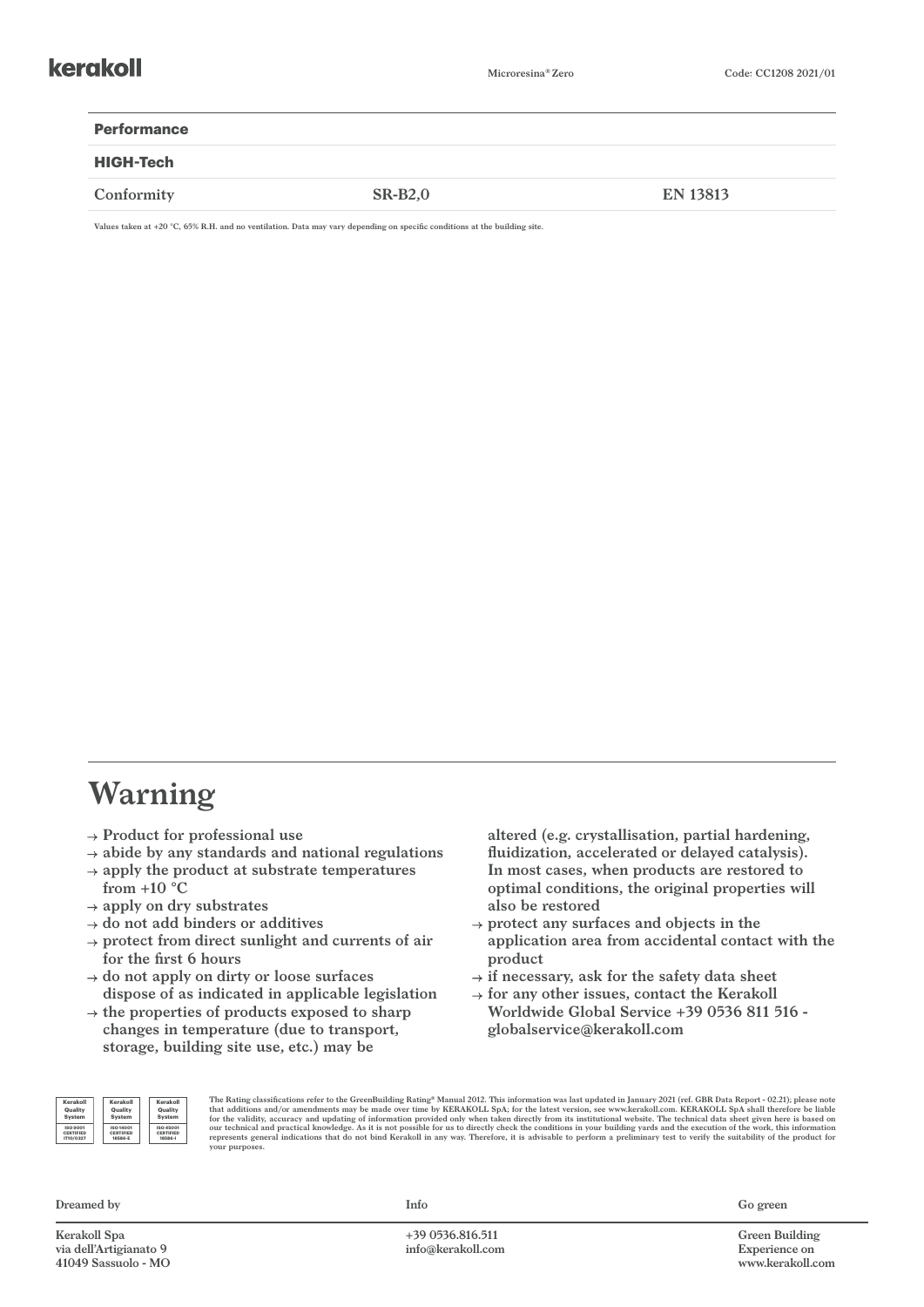| Performance | | |
|---|---|---|
| **HIGH-Tech** | | |
| Conformity | SR-B2,0 | EN 13813 |

Values taken at +20 °C, 65% R.H. and no ventilation. Data may vary depending on specific conditions at the building site.

# Warning

- → Product for professional use
- → abide by any standards and national regulations
- → apply the product at substrate temperatures from +10 °C
- → apply on dry substrates
- → do not add binders or additives
- → protect from direct sunlight and currents of air for the first 6 hours
- → do not apply on dirty or loose surfaces dispose of as indicated in applicable legislation
- → the properties of products exposed to sharp changes in temperature (due to transport, storage, building site use, etc.) may be altered (e.g. crystallisation, partial hardening, fluidization, accelerated or delayed catalysis). In most cases, when products are restored to optimal conditions, the original properties will also be restored
- → protect any surfaces and objects in the application area from accidental contact with the product
- → if necessary, ask for the safety data sheet
- → for any other issues, contact the Kerakoll Worldwide Global Service +39 0536 811 516 - globalservice@kerakoll.com

Kerakoll Quality System ISO 9001 CERTIFIED IT10/0327

Kerakoll Quality System ISO 14001 CERTIFIED 18586-E

Kerakoll Quality System ISO 45001 CERTIFIED 18586-I

The Rating classifications refer to the GreenBuilding Rating® Manual 2012. This information was last updated in January 2021 (ref. GBR Data Report - 02.21); please note that additions and/or amendments may be made over time by KERAKOLL SpA; for the latest version, see www.kerakoll.com. KERAKOLL SpA shall therefore be liable for the validity, accuracy and updating of information provided only when taken directly from its institutional website. The technical data sheet given here is based on our technical and practical knowledge. As it is not possible for us to directly check the conditions in your building yards and the execution of the work, this information represents general indications that do not bind Kerakoll in any way. Therefore, it is advisable to perform a preliminary test to verify the suitability of the product for your purposes.

| Dreamed by | Info | Go green |
|---|---|---|
| Kerakoll Spa<br>via dell'Artigianato 9<br>41049 Sassuolo - MO | +39 0536.816.511<br>info@kerakoll.com | Green Building<br>Experience on<br>www.kerakoll.com |